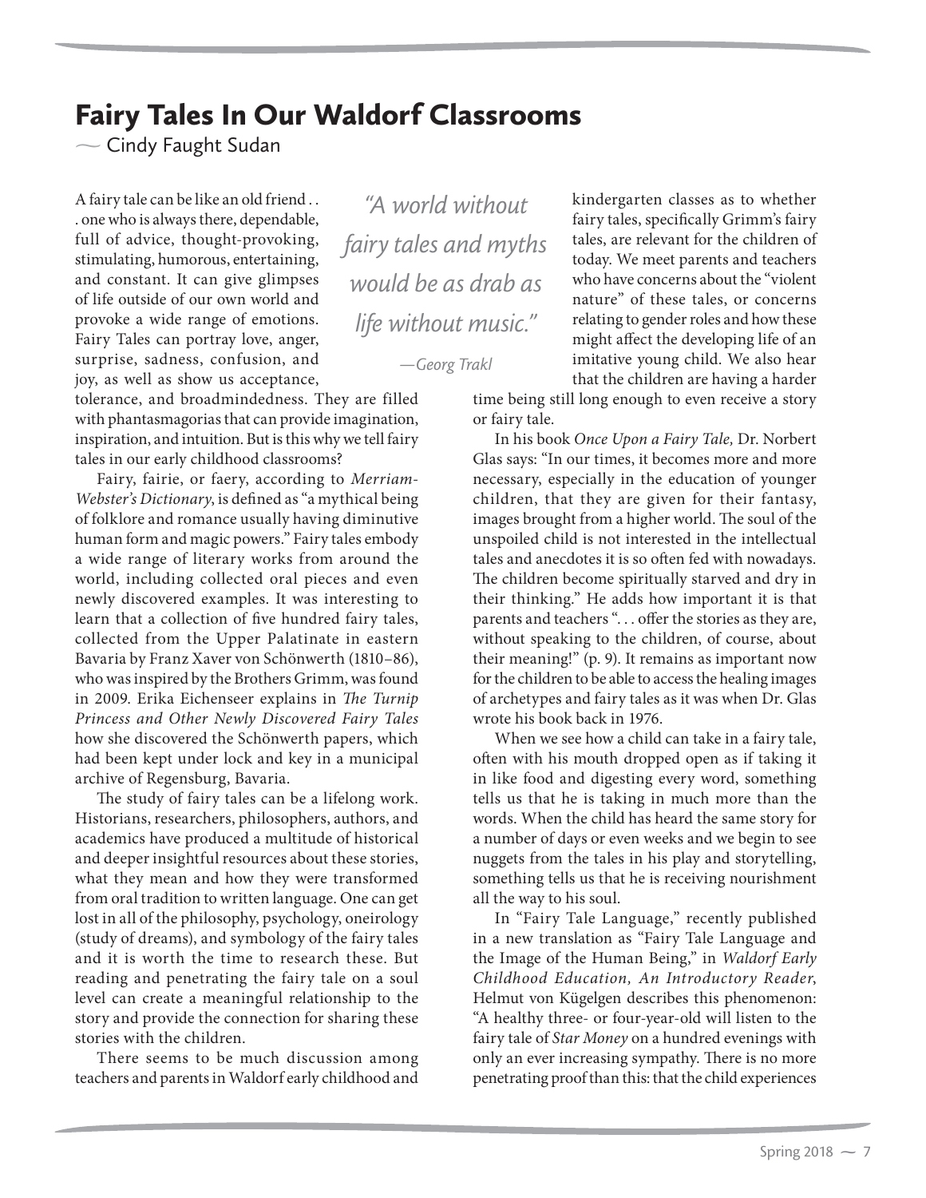# Fairy Tales In Our Waldorf Classrooms

— Cindy Faught Sudan

A fairy tale can be like an old friend . . . one who is always there, dependable, full of advice, thought-provoking, stimulating, humorous, entertaining, and constant. It can give glimpses of life outside of our own world and provoke a wide range of emotions. Fairy Tales can portray love, anger, surprise, sadness, confusion, and joy, as well as show us acceptance, tolerance, and broadmindedness. They are filled with phantasmagorias that can provide imagination, inspiration, and intuition. But is this why we tell fairy tales in our early childhood classrooms?

> *"A world without fairy tales and myths would be as drab as life without music."*
>
> *—Georg Trakl*

Fairy, fairie, or faery, according to *Merriam-Webster's Dictionary*, is defined as "a mythical being of folklore and romance usually having diminutive human form and magic powers." Fairy tales embody a wide range of literary works from around the world, including collected oral pieces and even newly discovered examples. It was interesting to learn that a collection of five hundred fairy tales, collected from the Upper Palatinate in eastern Bavaria by Franz Xaver von Schönwerth (1810–86), who was inspired by the Brothers Grimm, was found in 2009. Erika Eichenseer explains in *The Turnip Princess and Other Newly Discovered Fairy Tales* how she discovered the Schönwerth papers, which had been kept under lock and key in a municipal archive of Regensburg, Bavaria.

The study of fairy tales can be a lifelong work. Historians, researchers, philosophers, authors, and academics have produced a multitude of historical and deeper insightful resources about these stories, what they mean and how they were transformed from oral tradition to written language. One can get lost in all of the philosophy, psychology, oneirology (study of dreams), and symbology of the fairy tales and it is worth the time to research these. But reading and penetrating the fairy tale on a soul level can create a meaningful relationship to the story and provide the connection for sharing these stories with the children.

There seems to be much discussion among teachers and parents in Waldorf early childhood and kindergarten classes as to whether fairy tales, specifically Grimm's fairy tales, are relevant for the children of today. We meet parents and teachers who have concerns about the "violent nature" of these tales, or concerns relating to gender roles and how these might affect the developing life of an imitative young child. We also hear that the children are having a harder time being still long enough to even receive a story or fairy tale.

In his book *Once Upon a Fairy Tale,* Dr. Norbert Glas says: "In our times, it becomes more and more necessary, especially in the education of younger children, that they are given for their fantasy, images brought from a higher world. The soul of the unspoiled child is not interested in the intellectual tales and anecdotes it is so often fed with nowadays. The children become spiritually starved and dry in their thinking." He adds how important it is that parents and teachers ". . . offer the stories as they are, without speaking to the children, of course, about their meaning!" (p. 9). It remains as important now for the children to be able to access the healing images of archetypes and fairy tales as it was when Dr. Glas wrote his book back in 1976.

When we see how a child can take in a fairy tale, often with his mouth dropped open as if taking it in like food and digesting every word, something tells us that he is taking in much more than the words. When the child has heard the same story for a number of days or even weeks and we begin to see nuggets from the tales in his play and storytelling, something tells us that he is receiving nourishment all the way to his soul.

In "Fairy Tale Language," recently published in a new translation as "Fairy Tale Language and the Image of the Human Being," in *Waldorf Early Childhood Education, An Introductory Reader*, Helmut von Kügelgen describes this phenomenon: "A healthy three- or four-year-old will listen to the fairy tale of *Star Money* on a hundred evenings with only an ever increasing sympathy. There is no more penetrating proof than this: that the child experiences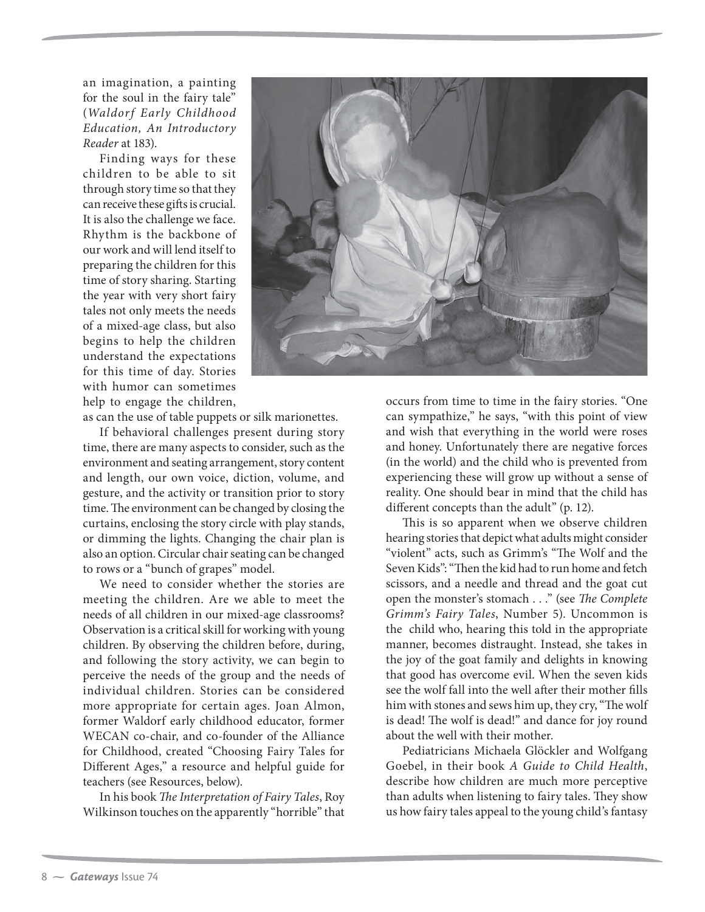an imagination, a painting for the soul in the fairy tale" (*Waldorf Early Childhood Education, An Introductory Reader* at 183).

Finding ways for these children to be able to sit through story time so that they can receive these gifts is crucial. It is also the challenge we face. Rhythm is the backbone of our work and will lend itself to preparing the children for this time of story sharing. Starting the year with very short fairy tales not only meets the needs of a mixed-age class, but also begins to help the children understand the expectations for this time of day. Stories with humor can sometimes help to engage the children, as can the use of table puppets or silk marionettes.

If behavioral challenges present during story time, there are many aspects to consider, such as the environment and seating arrangement, story content and length, our own voice, diction, volume, and gesture, and the activity or transition prior to story time. The environment can be changed by closing the curtains, enclosing the story circle with play stands, or dimming the lights. Changing the chair plan is also an option. Circular chair seating can be changed to rows or a "bunch of grapes" model.

We need to consider whether the stories are meeting the children. Are we able to meet the needs of all children in our mixed-age classrooms? Observation is a critical skill for working with young children. By observing the children before, during, and following the story activity, we can begin to perceive the needs of the group and the needs of individual children. Stories can be considered more appropriate for certain ages. Joan Almon, former Waldorf early childhood educator, former WECAN co-chair, and co-founder of the Alliance for Childhood, created "Choosing Fairy Tales for Different Ages," a resource and helpful guide for teachers (see Resources, below).

In his book *The Interpretation of Fairy Tales*, Roy Wilkinson touches on the apparently "horrible" that occurs from time to time in the fairy stories. "One can sympathize," he says, "with this point of view and wish that everything in the world were roses and honey. Unfortunately there are negative forces (in the world) and the child who is prevented from experiencing these will grow up without a sense of reality. One should bear in mind that the child has different concepts than the adult" (p. 12).

This is so apparent when we observe children hearing stories that depict what adults might consider "violent" acts, such as Grimm's "The Wolf and the Seven Kids": "Then the kid had to run home and fetch scissors, and a needle and thread and the goat cut open the monster's stomach . . ." (see *The Complete Grimm's Fairy Tales*, Number 5). Uncommon is the child who, hearing this told in the appropriate manner, becomes distraught. Instead, she takes in the joy of the goat family and delights in knowing that good has overcome evil. When the seven kids see the wolf fall into the well after their mother fills him with stones and sews him up, they cry, "The wolf is dead! The wolf is dead!" and dance for joy round about the well with their mother.

Pediatricians Michaela Glöckler and Wolfgang Goebel, in their book *A Guide to Child Health*, describe how children are much more perceptive than adults when listening to fairy tales. They show us how fairy tales appeal to the young child's fantasy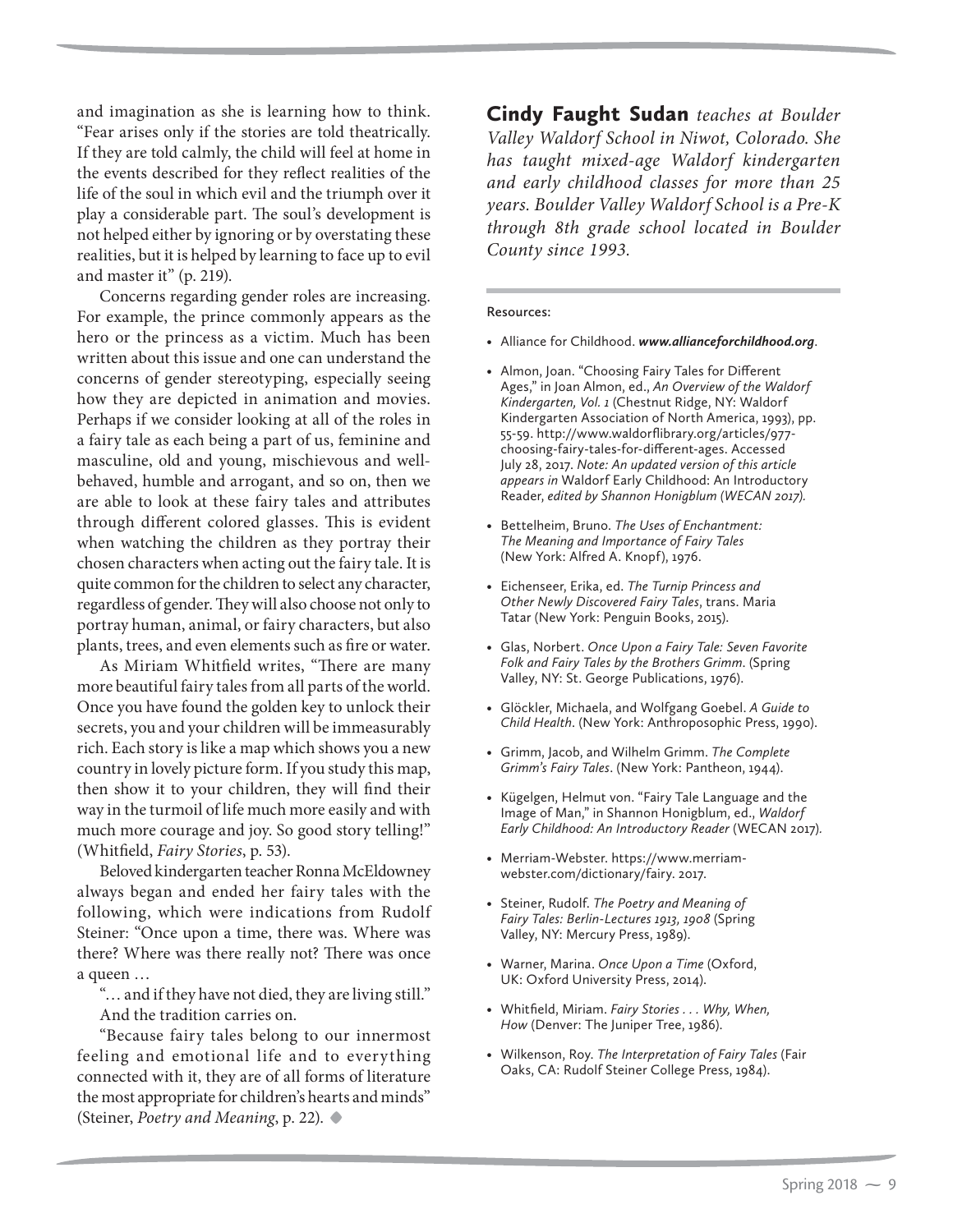and imagination as she is learning how to think. "Fear arises only if the stories are told theatrically. If they are told calmly, the child will feel at home in the events described for they reflect realities of the life of the soul in which evil and the triumph over it play a considerable part. The soul's development is not helped either by ignoring or by overstating these realities, but it is helped by learning to face up to evil and master it" (p. 219).

Concerns regarding gender roles are increasing. For example, the prince commonly appears as the hero or the princess as a victim. Much has been written about this issue and one can understand the concerns of gender stereotyping, especially seeing how they are depicted in animation and movies. Perhaps if we consider looking at all of the roles in a fairy tale as each being a part of us, feminine and masculine, old and young, mischievous and well-behaved, humble and arrogant, and so on, then we are able to look at these fairy tales and attributes through different colored glasses. This is evident when watching the children as they portray their chosen characters when acting out the fairy tale. It is quite common for the children to select any character, regardless of gender. They will also choose not only to portray human, animal, or fairy characters, but also plants, trees, and even elements such as fire or water.

As Miriam Whitfield writes, "There are many more beautiful fairy tales from all parts of the world. Once you have found the golden key to unlock their secrets, you and your children will be immeasurably rich. Each story is like a map which shows you a new country in lovely picture form. If you study this map, then show it to your children, they will find their way in the turmoil of life much more easily and with much more courage and joy. So good story telling!" (Whitfield, *Fairy Stories*, p. 53).

Beloved kindergarten teacher Ronna McEldowney always began and ended her fairy tales with the following, which were indications from Rudolf Steiner: "Once upon a time, there was. Where was there? Where was there really not? There was once a queen …

"… and if they have not died, they are living still."

And the tradition carries on.

"Because fairy tales belong to our innermost feeling and emotional life and to everything connected with it, they are of all forms of literature the most appropriate for children's hearts and minds" (Steiner, *Poetry and Meaning*, p. 22). ◆

**Cindy Faught Sudan** *teaches at Boulder Valley Waldorf School in Niwot, Colorado. She has taught mixed-age Waldorf kindergarten and early childhood classes for more than 25 years. Boulder Valley Waldorf School is a Pre-K through 8th grade school located in Boulder County since 1993.*

Resources:

- Alliance for Childhood. ***www.allianceforchildhood.org***.
- Almon, Joan. "Choosing Fairy Tales for Different Ages," in Joan Almon, ed., *An Overview of the Waldorf Kindergarten, Vol. 1* (Chestnut Ridge, NY: Waldorf Kindergarten Association of North America, 1993), pp. 55-59. http://www.waldorflibrary.org/articles/977-choosing-fairy-tales-for-different-ages. Accessed July 28, 2017. *Note: An updated version of this article appears in* Waldorf Early Childhood: An Introductory Reader, *edited by Shannon Honigblum (WECAN 2017).*
- Bettelheim, Bruno. *The Uses of Enchantment: The Meaning and Importance of Fairy Tales* (New York: Alfred A. Knopf), 1976.
- Eichenseer, Erika, ed. *The Turnip Princess and Other Newly Discovered Fairy Tales*, trans. Maria Tatar (New York: Penguin Books, 2015).
- Glas, Norbert. *Once Upon a Fairy Tale: Seven Favorite Folk and Fairy Tales by the Brothers Grimm*. (Spring Valley, NY: St. George Publications, 1976).
- Glöckler, Michaela, and Wolfgang Goebel. *A Guide to Child Health*. (New York: Anthroposophic Press, 1990).
- Grimm, Jacob, and Wilhelm Grimm. *The Complete Grimm's Fairy Tales*. (New York: Pantheon, 1944).
- Kügelgen, Helmut von. "Fairy Tale Language and the Image of Man," in Shannon Honigblum, ed., *Waldorf Early Childhood: An Introductory Reader* (WECAN 2017).
- Merriam-Webster. https://www.merriam-webster.com/dictionary/fairy. 2017.
- Steiner, Rudolf. *The Poetry and Meaning of Fairy Tales: Berlin-Lectures 1913, 1908* (Spring Valley, NY: Mercury Press, 1989).
- Warner, Marina. *Once Upon a Time* (Oxford, UK: Oxford University Press, 2014).
- Whitfield, Miriam. *Fairy Stories . . . Why, When, How* (Denver: The Juniper Tree, 1986).
- Wilkenson, Roy. *The Interpretation of Fairy Tales* (Fair Oaks, CA: Rudolf Steiner College Press, 1984).